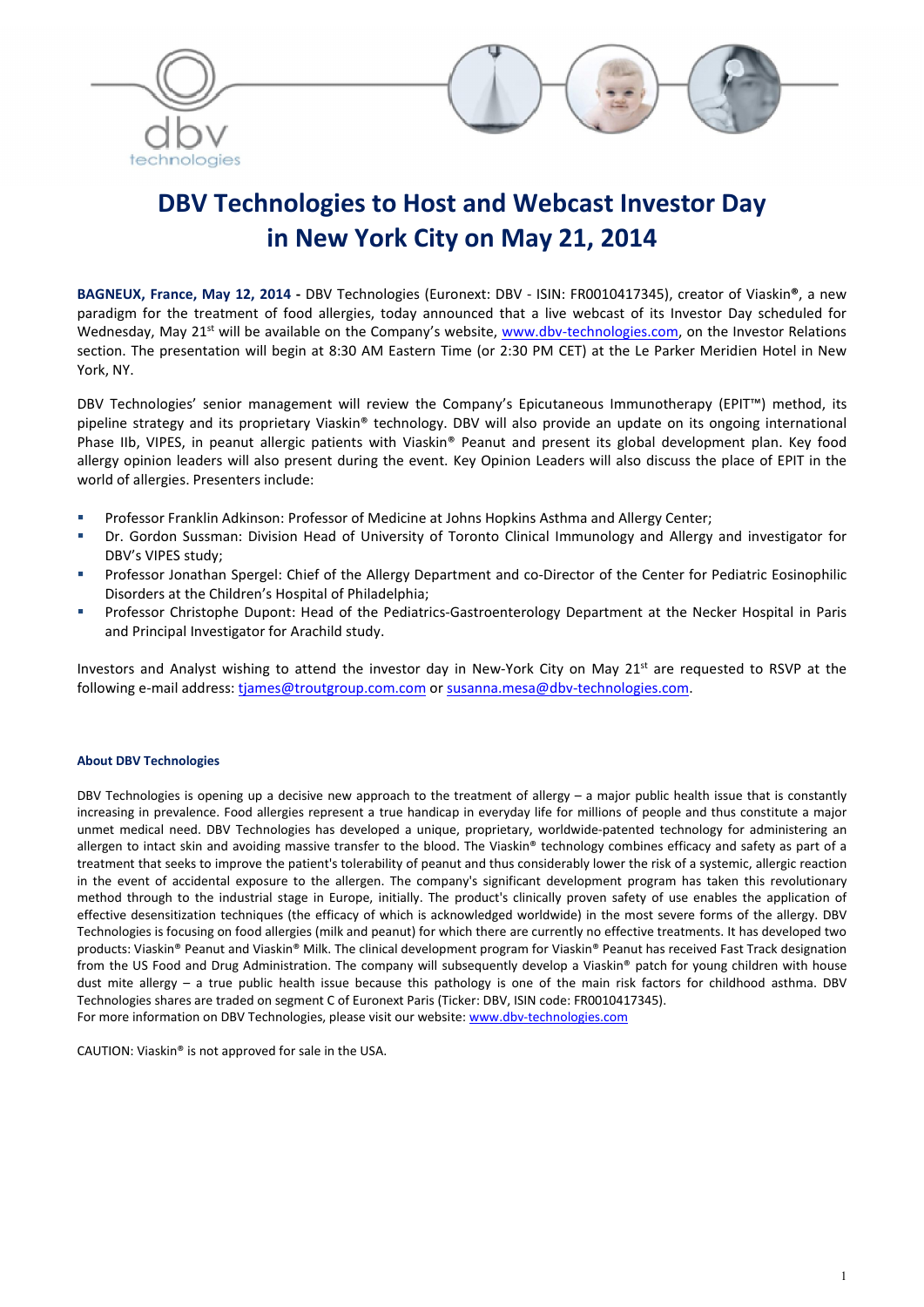# DBV Technologies to Host and Webcast Investor Day in New York City on May 21, 2014

**BAGNEUX, France, May 12, 2014 -** DBV Technologies (Euronext: DBV - ISIN: FR0010417345), creator of Viaskin®, a new paradigm for the treatment of food allergies, today announced that a live webcast of its Investor Day scheduled for Wednesday, May 21st will be available on the Company's website, www.dbv-technologies.com, on the Investor Relations section. The presentation will begin at 8:30 AM Eastern Time (or 2:30 PM CET) at the Le Parker Meridien Hotel in New York, NY.

DBV Technologies' senior management will review the Company's Epicutaneous Immunotherapy (EPIT™) method, its pipeline strategy and its proprietary Viaskin® technology. DBV will also provide an update on its ongoing international Phase IIb, VIPES, in peanut allergic patients with Viaskin® Peanut and present its global development plan. Key food allergy opinion leaders will also present during the event. Key Opinion Leaders will also discuss the place of EPIT in the world of allergies. Presenters include:

- Professor Franklin Adkinson: Professor of Medicine at Johns Hopkins Asthma and Allergy Center;
- Dr. Gordon Sussman: Division Head of University of Toronto Clinical Immunology and Allergy and investigator for DBV's VIPES study;
- Professor Jonathan Spergel: Chief of the Allergy Department and co-Director of the Center for Pediatric Eosinophilic Disorders at the Children's Hospital of Philadelphia;
- Professor Christophe Dupont: Head of the Pediatrics-Gastroenterology Department at the Necker Hospital in Paris and Principal Investigator for Arachild study.

Investors and Analyst wishing to attend the investor day in New-York City on May 21st are requested to RSVP at the following e-mail address: tjames@troutgroup.com.com or susanna.mesa@dbv-technologies.com.

#### About DBV Technologies

DBV Technologies is opening up a decisive new approach to the treatment of allergy – a major public health issue that is constantly increasing in prevalence. Food allergies represent a true handicap in everyday life for millions of people and thus constitute a major unmet medical need. DBV Technologies has developed a unique, proprietary, worldwide-patented technology for administering an allergen to intact skin and avoiding massive transfer to the blood. The Viaskin® technology combines efficacy and safety as part of a treatment that seeks to improve the patient's tolerability of peanut and thus considerably lower the risk of a systemic, allergic reaction in the event of accidental exposure to the allergen. The company's significant development program has taken this revolutionary method through to the industrial stage in Europe, initially. The product's clinically proven safety of use enables the application of effective desensitization techniques (the efficacy of which is acknowledged worldwide) in the most severe forms of the allergy. DBV Technologies is focusing on food allergies (milk and peanut) for which there are currently no effective treatments. It has developed two products: Viaskin® Peanut and Viaskin® Milk. The clinical development program for Viaskin® Peanut has received Fast Track designation from the US Food and Drug Administration. The company will subsequently develop a Viaskin® patch for young children with house dust mite allergy – a true public health issue because this pathology is one of the main risk factors for childhood asthma. DBV Technologies shares are traded on segment C of Euronext Paris (Ticker: DBV, ISIN code: FR0010417345).
For more information on DBV Technologies, please visit our website: www.dbv-technologies.com

CAUTION: Viaskin® is not approved for sale in the USA.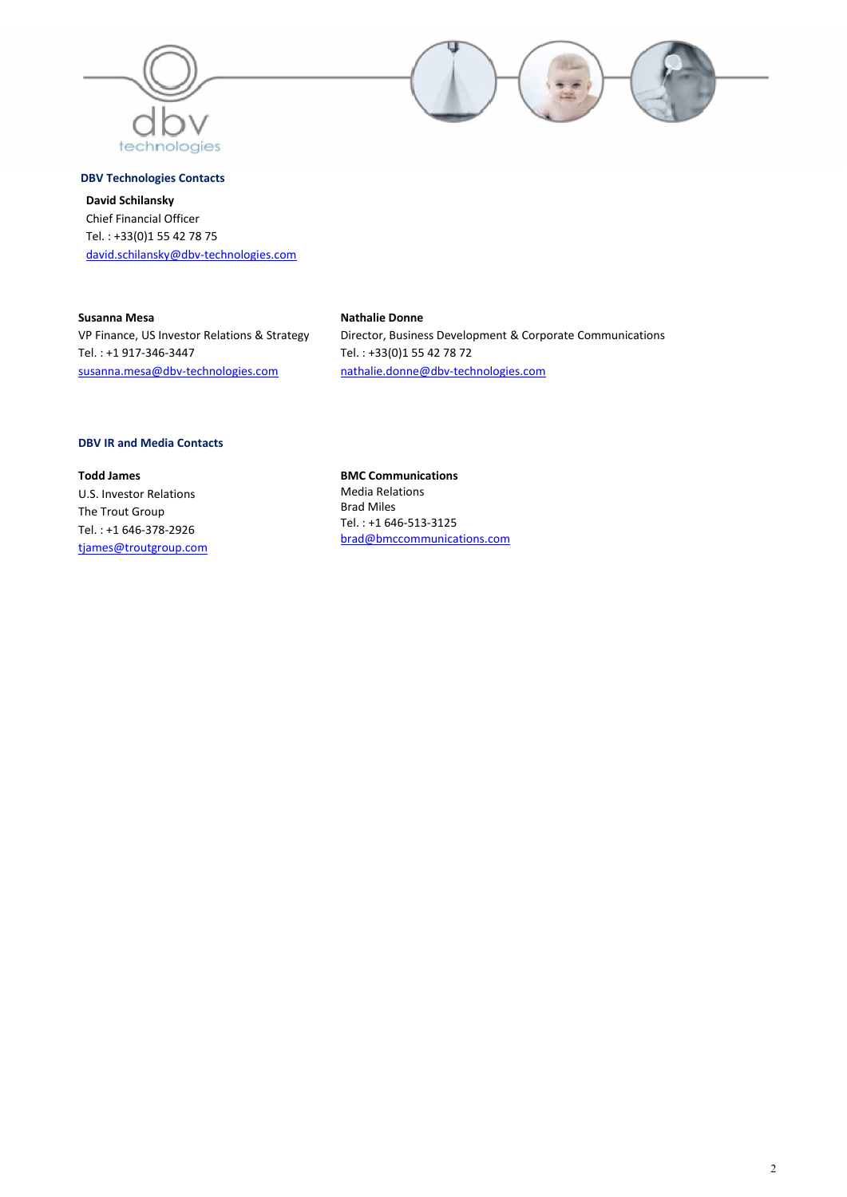### DBV Technologies Contacts

**David Schilansky**
Chief Financial Officer
Tel. : +33(0)1 55 42 78 75
david.schilansky@dbv-technologies.com

**Susanna Mesa**
VP Finance, US Investor Relations & Strategy
Tel. : +1 917-346-3447
susanna.mesa@dbv-technologies.com

**Nathalie Donne**
Director, Business Development & Corporate Communications
Tel. : +33(0)1 55 42 78 72
nathalie.donne@dbv-technologies.com

### DBV IR and Media Contacts

**Todd James**
U.S. Investor Relations
The Trout Group
Tel. : +1 646-378-2926
tjames@troutgroup.com

**BMC Communications**
Media Relations
Brad Miles
Tel. : +1 646-513-3125
brad@bmccommunications.com